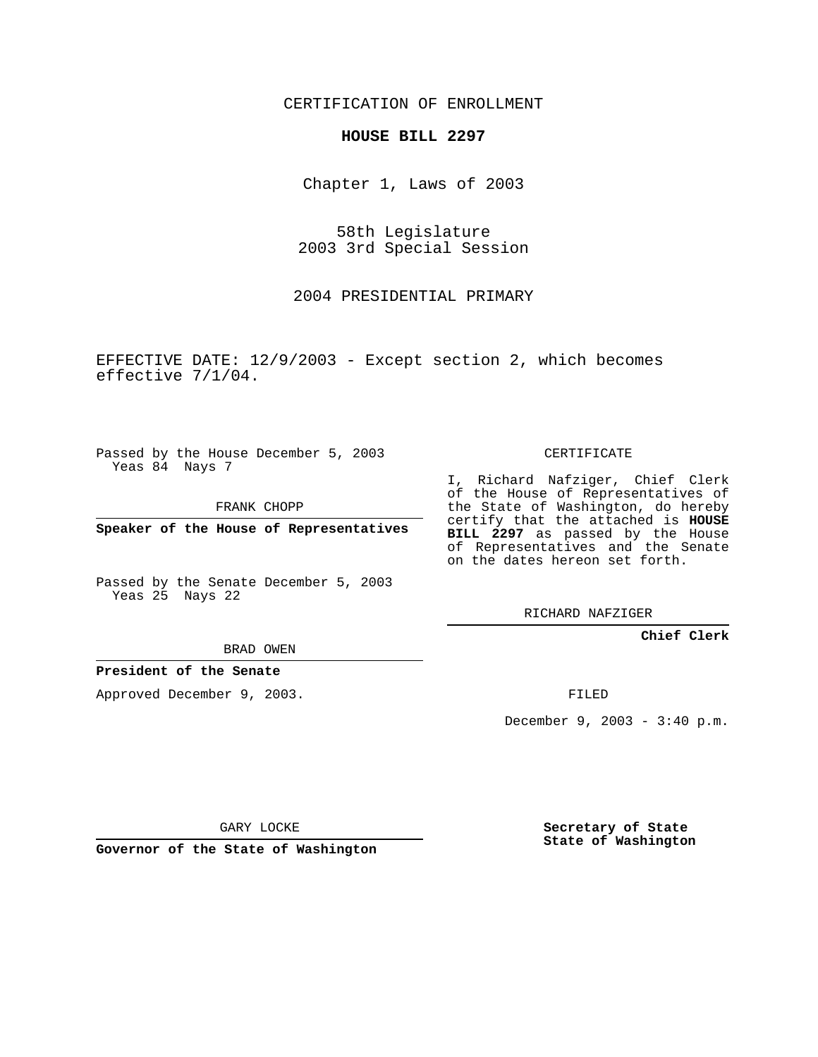CERTIFICATION OF ENROLLMENT

**HOUSE BILL 2297**

Chapter 1, Laws of 2003

58th Legislature
2003 3rd Special Session

2004 PRESIDENTIAL PRIMARY

EFFECTIVE DATE: 12/9/2003 - Except section 2, which becomes effective 7/1/04.

Passed by the House December 5, 2003
Yeas 84 Nays 7

FRANK CHOPP

**Speaker of the House of Representatives**

Passed by the Senate December 5, 2003
Yeas 25 Nays 22

BRAD OWEN

**President of the Senate**

Approved December 9, 2003.

GARY LOCKE

**Governor of the State of Washington**

CERTIFICATE

I, Richard Nafziger, Chief Clerk of the House of Representatives of the State of Washington, do hereby certify that the attached is **HOUSE BILL 2297** as passed by the House of Representatives and the Senate on the dates hereon set forth.

RICHARD NAFZIGER

**Chief Clerk**

FILED

December 9, 2003 - 3:40 p.m.

**Secretary of State**
**State of Washington**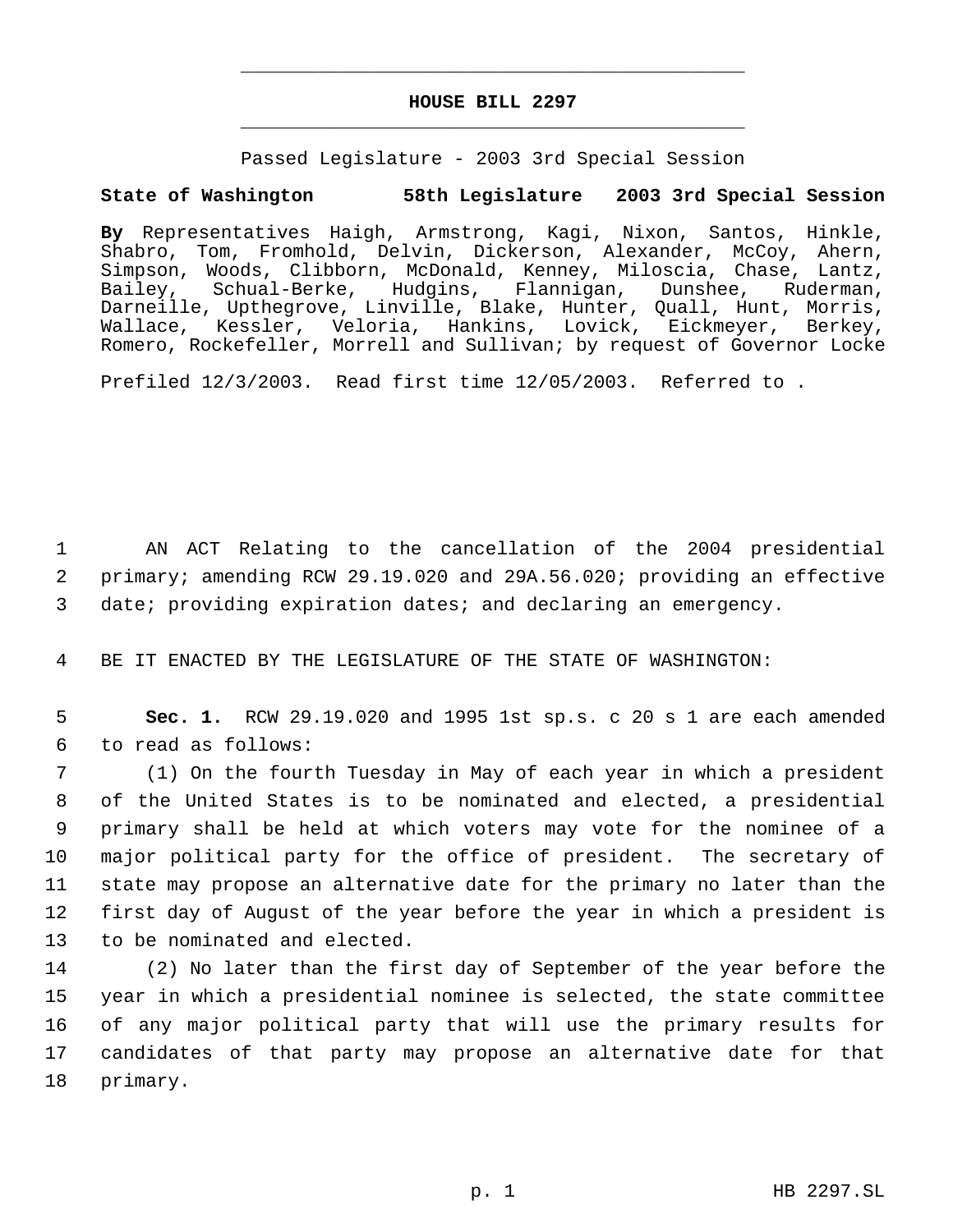# HOUSE BILL 2297

Passed Legislature - 2003 3rd Special Session

**State of Washington 58th Legislature 2003 3rd Special Session**

**By** Representatives Haigh, Armstrong, Kagi, Nixon, Santos, Hinkle, Shabro, Tom, Fromhold, Delvin, Dickerson, Alexander, McCoy, Ahern, Simpson, Woods, Clibborn, McDonald, Kenney, Miloscia, Chase, Lantz, Bailey, Schual-Berke, Hudgins, Flannigan, Dunshee, Ruderman, Darneille, Upthegrove, Linville, Blake, Hunter, Quall, Hunt, Morris, Wallace, Kessler, Veloria, Hankins, Lovick, Eickmeyer, Berkey, Romero, Rockefeller, Morrell and Sullivan; by request of Governor Locke

Prefiled 12/3/2003. Read first time 12/05/2003. Referred to .

1 AN ACT Relating to the cancellation of the 2004 presidential
2 primary; amending RCW 29.19.020 and 29A.56.020; providing an effective
3 date; providing expiration dates; and declaring an emergency.

4 BE IT ENACTED BY THE LEGISLATURE OF THE STATE OF WASHINGTON:

5 **Sec. 1.** RCW 29.19.020 and 1995 1st sp.s. c 20 s 1 are each amended
6 to read as follows:

7 (1) On the fourth Tuesday in May of each year in which a president
8 of the United States is to be nominated and elected, a presidential
9 primary shall be held at which voters may vote for the nominee of a
10 major political party for the office of president. The secretary of
11 state may propose an alternative date for the primary no later than the
12 first day of August of the year before the year in which a president is
13 to be nominated and elected.

14 (2) No later than the first day of September of the year before the
15 year in which a presidential nominee is selected, the state committee
16 of any major political party that will use the primary results for
17 candidates of that party may propose an alternative date for that
18 primary.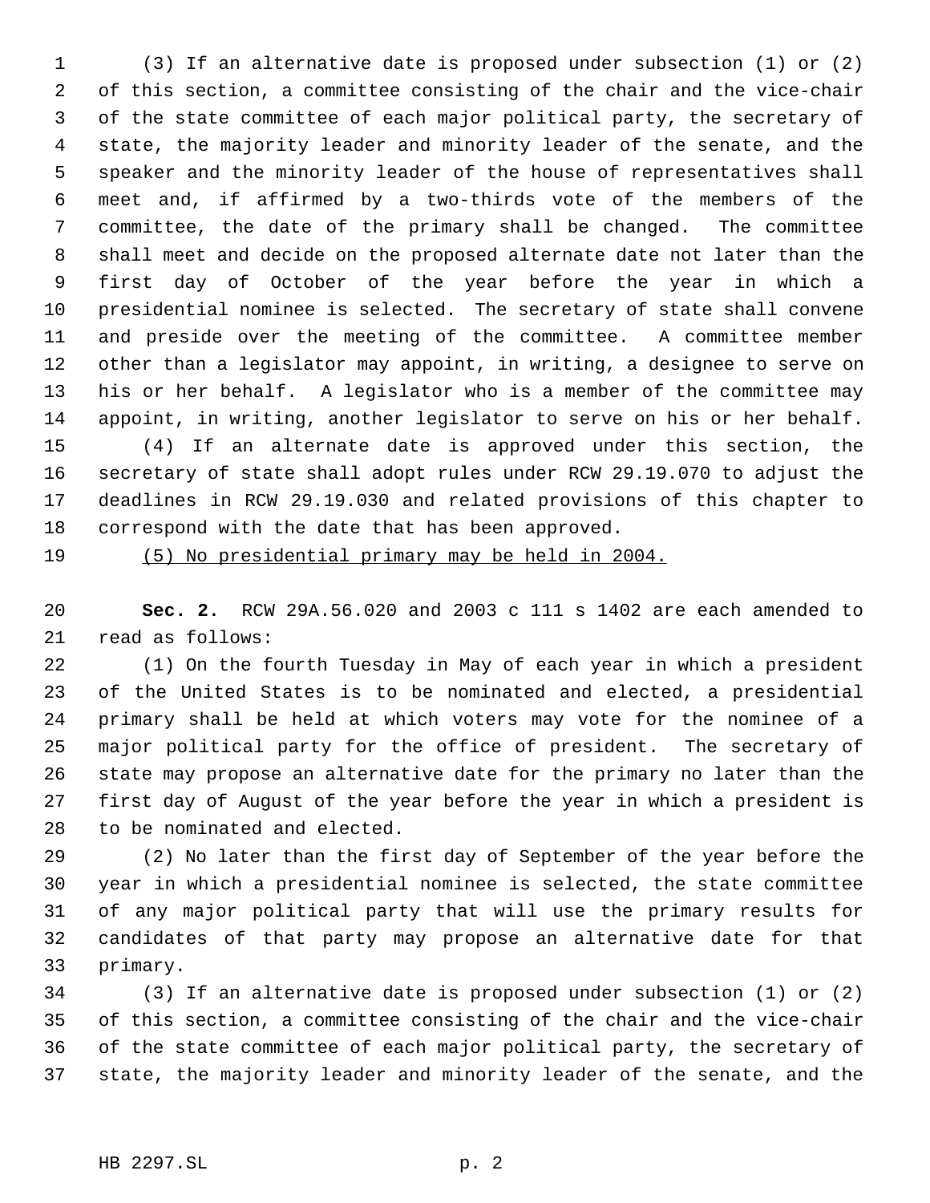(3) If an alternative date is proposed under subsection (1) or (2) of this section, a committee consisting of the chair and the vice-chair of the state committee of each major political party, the secretary of state, the majority leader and minority leader of the senate, and the speaker and the minority leader of the house of representatives shall meet and, if affirmed by a two-thirds vote of the members of the committee, the date of the primary shall be changed. The committee shall meet and decide on the proposed alternate date not later than the first day of October of the year before the year in which a presidential nominee is selected. The secretary of state shall convene and preside over the meeting of the committee. A committee member other than a legislator may appoint, in writing, a designee to serve on his or her behalf. A legislator who is a member of the committee may appoint, in writing, another legislator to serve on his or her behalf.

(4) If an alternate date is approved under this section, the secretary of state shall adopt rules under RCW 29.19.070 to adjust the deadlines in RCW 29.19.030 and related provisions of this chapter to correspond with the date that has been approved.

<u>(5) No presidential primary may be held in 2004.</u>

**Sec. 2.** RCW 29A.56.020 and 2003 c 111 s 1402 are each amended to read as follows:

(1) On the fourth Tuesday in May of each year in which a president of the United States is to be nominated and elected, a presidential primary shall be held at which voters may vote for the nominee of a major political party for the office of president. The secretary of state may propose an alternative date for the primary no later than the first day of August of the year before the year in which a president is to be nominated and elected.

(2) No later than the first day of September of the year before the year in which a presidential nominee is selected, the state committee of any major political party that will use the primary results for candidates of that party may propose an alternative date for that primary.

(3) If an alternative date is proposed under subsection (1) or (2) of this section, a committee consisting of the chair and the vice-chair of the state committee of each major political party, the secretary of state, the majority leader and minority leader of the senate, and the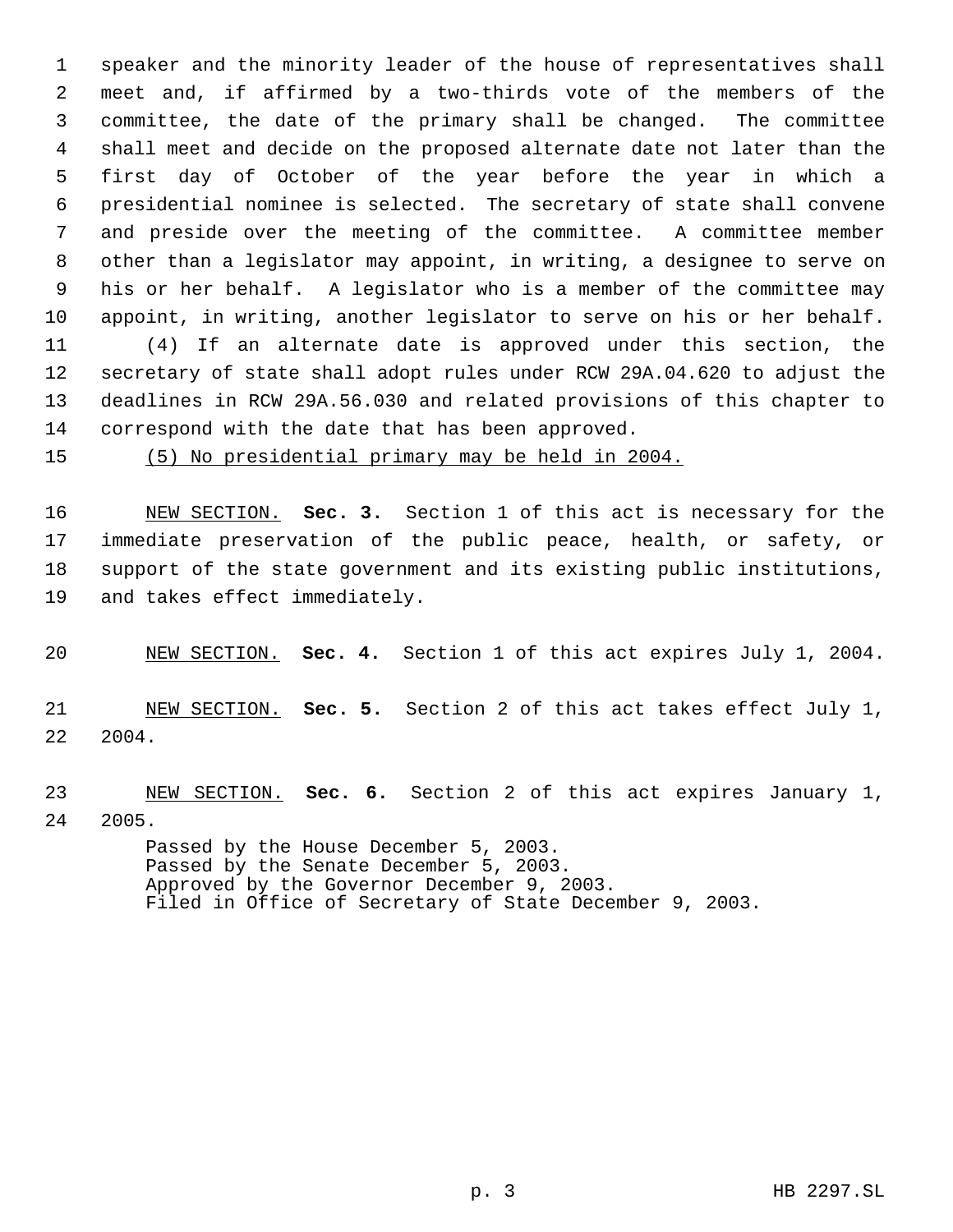speaker and the minority leader of the house of representatives shall meet and, if affirmed by a two-thirds vote of the members of the committee, the date of the primary shall be changed. The committee shall meet and decide on the proposed alternate date not later than the first day of October of the year before the year in which a presidential nominee is selected. The secretary of state shall convene and preside over the meeting of the committee. A committee member other than a legislator may appoint, in writing, a designee to serve on his or her behalf. A legislator who is a member of the committee may appoint, in writing, another legislator to serve on his or her behalf.

(4) If an alternate date is approved under this section, the secretary of state shall adopt rules under RCW 29A.04.620 to adjust the deadlines in RCW 29A.56.030 and related provisions of this chapter to correspond with the date that has been approved.

(5) No presidential primary may be held in 2004.

NEW SECTION. **Sec. 3.** Section 1 of this act is necessary for the immediate preservation of the public peace, health, or safety, or support of the state government and its existing public institutions, and takes effect immediately.

NEW SECTION. **Sec. 4.** Section 1 of this act expires July 1, 2004.

NEW SECTION. **Sec. 5.** Section 2 of this act takes effect July 1, 2004.

NEW SECTION. **Sec. 6.** Section 2 of this act expires January 1, 2005.

Passed by the House December 5, 2003.
Passed by the Senate December 5, 2003.
Approved by the Governor December 9, 2003.
Filed in Office of Secretary of State December 9, 2003.